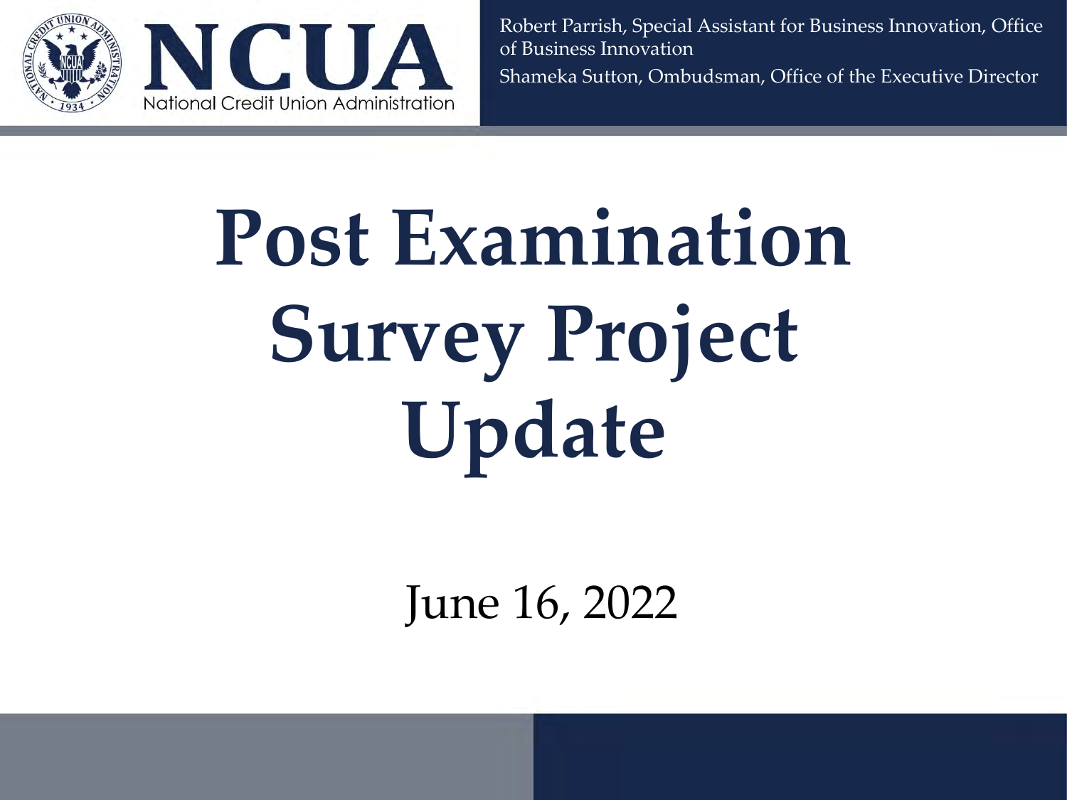NCUA

National Credit Union Administration

Robert Parrish, Special Assistant for Business Innovation, Office of Business Innovation

Shameka Sutton, Ombudsman, Office of the Executive Director

# Post Examination Survey Project Update

June 16, 2022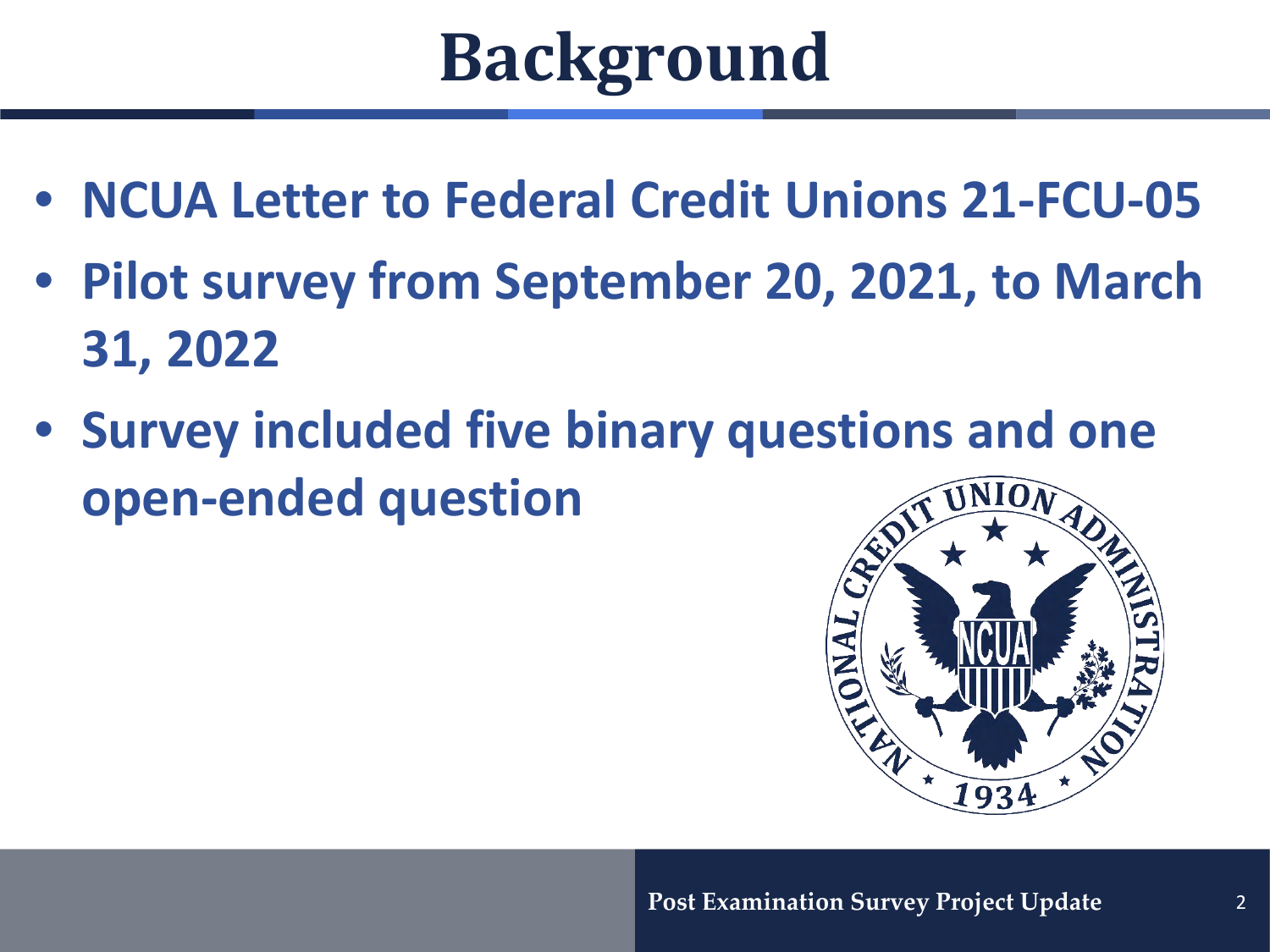# Background

- NCUA Letter to Federal Credit Unions 21-FCU-05
- Pilot survey from September 20, 2021, to March 31, 2022
- Survey included five binary questions and one open-ended question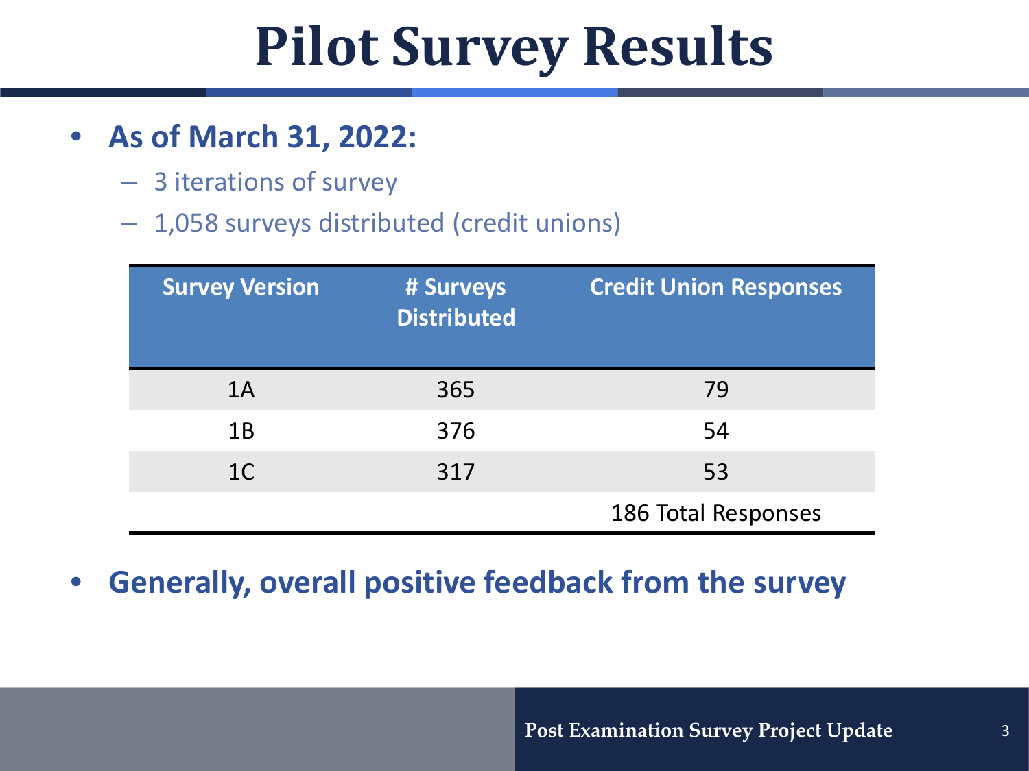# Pilot Survey Results

- **As of March 31, 2022:**
  - 3 iterations of survey
  - 1,058 surveys distributed (credit unions)

| Survey Version | # Surveys Distributed | Credit Union Responses |
|---|---|---|
| 1A | 365 | 79 |
| 1B | 376 | 54 |
| 1C | 317 | 53 |
| | | 186 Total Responses |

- **Generally, overall positive feedback from the survey**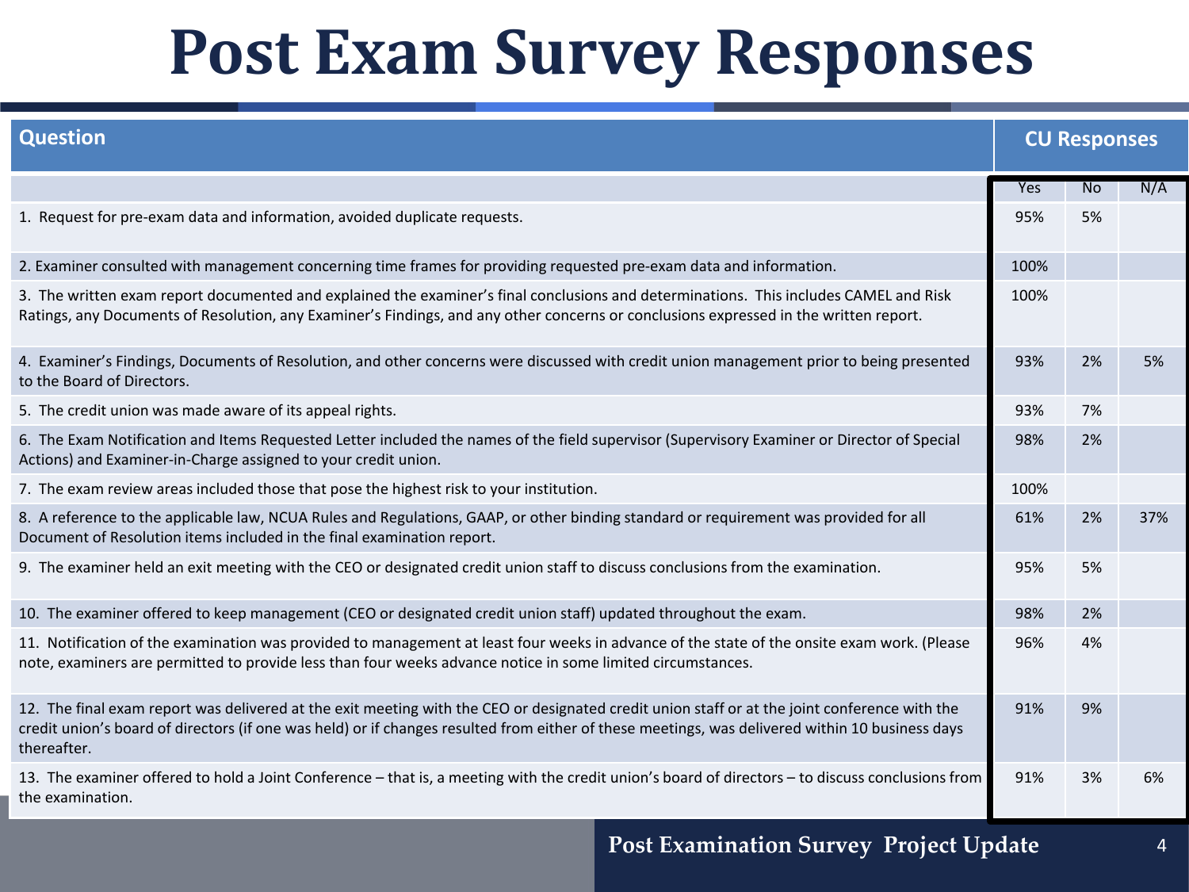# Post Exam Survey Responses

| Question | CU Responses | | |
|---|---|---|---|
| | Yes | No | N/A |
| 1. Request for pre-exam data and information, avoided duplicate requests. | 95% | 5% | |
| 2. Examiner consulted with management concerning time frames for providing requested pre-exam data and information. | 100% | | |
| 3. The written exam report documented and explained the examiner's final conclusions and determinations. This includes CAMEL and Risk Ratings, any Documents of Resolution, any Examiner's Findings, and any other concerns or conclusions expressed in the written report. | 100% | | |
| 4. Examiner's Findings, Documents of Resolution, and other concerns were discussed with credit union management prior to being presented to the Board of Directors. | 93% | 2% | 5% |
| 5. The credit union was made aware of its appeal rights. | 93% | 7% | |
| 6. The Exam Notification and Items Requested Letter included the names of the field supervisor (Supervisory Examiner or Director of Special Actions) and Examiner-in-Charge assigned to your credit union. | 98% | 2% | |
| 7. The exam review areas included those that pose the highest risk to your institution. | 100% | | |
| 8. A reference to the applicable law, NCUA Rules and Regulations, GAAP, or other binding standard or requirement was provided for all Document of Resolution items included in the final examination report. | 61% | 2% | 37% |
| 9. The examiner held an exit meeting with the CEO or designated credit union staff to discuss conclusions from the examination. | 95% | 5% | |
| 10. The examiner offered to keep management (CEO or designated credit union staff) updated throughout the exam. | 98% | 2% | |
| 11. Notification of the examination was provided to management at least four weeks in advance of the state of the onsite exam work. (Please note, examiners are permitted to provide less than four weeks advance notice in some limited circumstances. | 96% | 4% | |
| 12. The final exam report was delivered at the exit meeting with the CEO or designated credit union staff or at the joint conference with the credit union's board of directors (if one was held) or if changes resulted from either of these meetings, was delivered within 10 business days thereafter. | 91% | 9% | |
| 13. The examiner offered to hold a Joint Conference – that is, a meeting with the credit union's board of directors – to discuss conclusions from the examination. | 91% | 3% | 6% |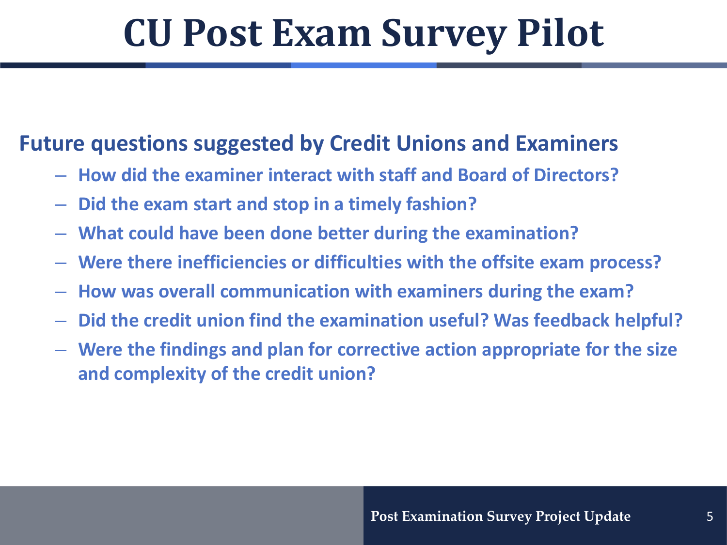# CU Post Exam Survey Pilot

**Future questions suggested by Credit Unions and Examiners**

- **How did the examiner interact with staff and Board of Directors?**
- **Did the exam start and stop in a timely fashion?**
- **What could have been done better during the examination?**
- **Were there inefficiencies or difficulties with the offsite exam process?**
- **How was overall communication with examiners during the exam?**
- **Did the credit union find the examination useful? Was feedback helpful?**
- **Were the findings and plan for corrective action appropriate for the size and complexity of the credit union?**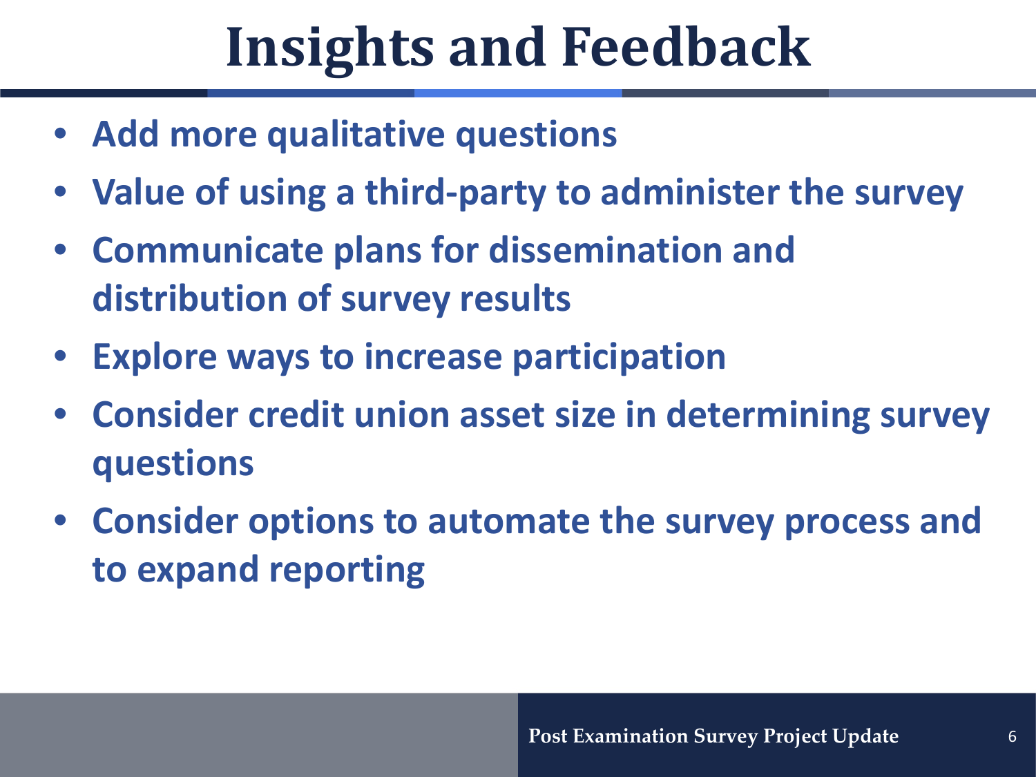# Insights and Feedback

- **Add more qualitative questions**
- **Value of using a third-party to administer the survey**
- **Communicate plans for dissemination and distribution of survey results**
- **Explore ways to increase participation**
- **Consider credit union asset size in determining survey questions**
- **Consider options to automate the survey process and to expand reporting**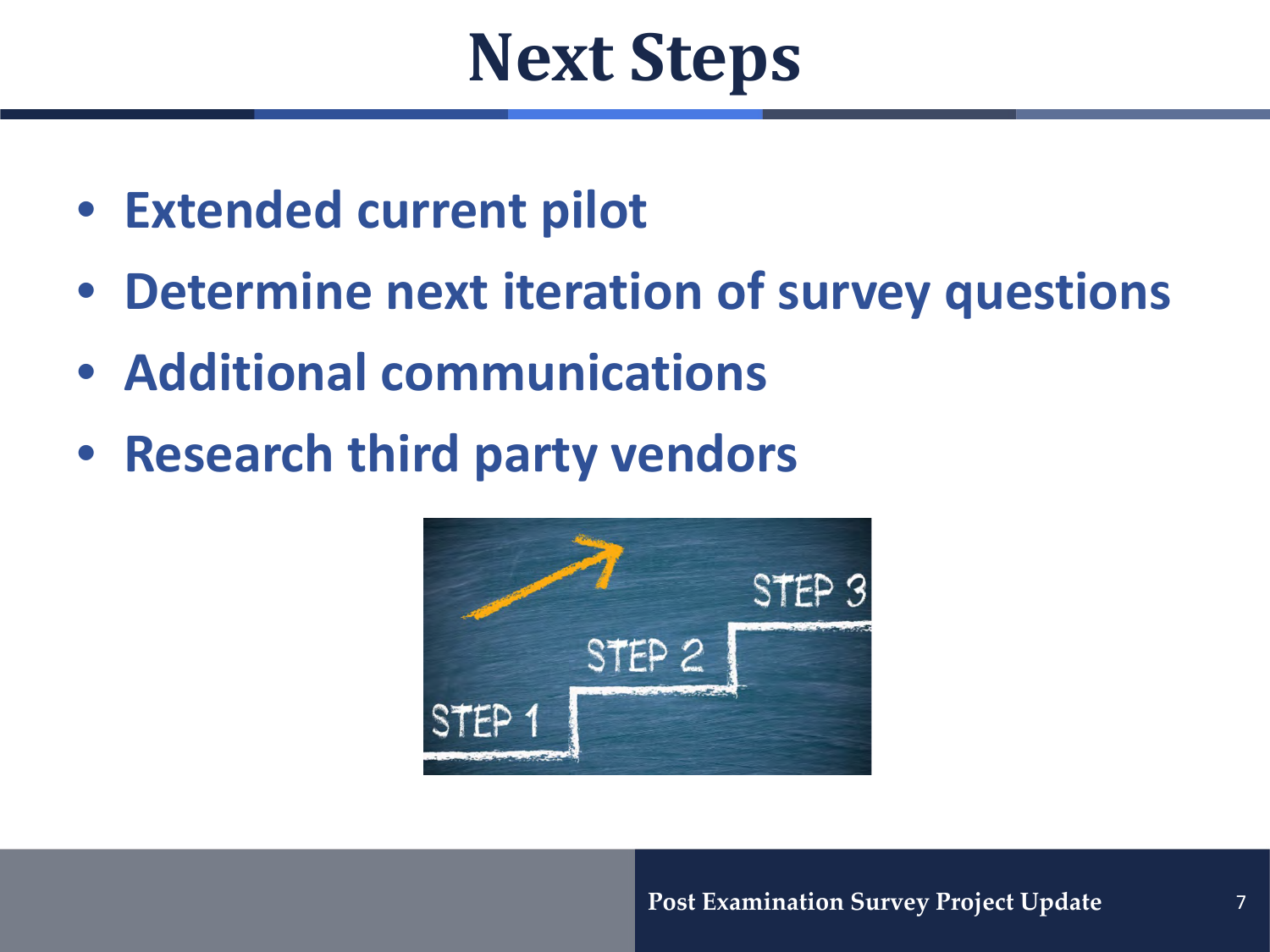# Next Steps

- **Extended current pilot**
- **Determine next iteration of survey questions**
- **Additional communications**
- **Research third party vendors**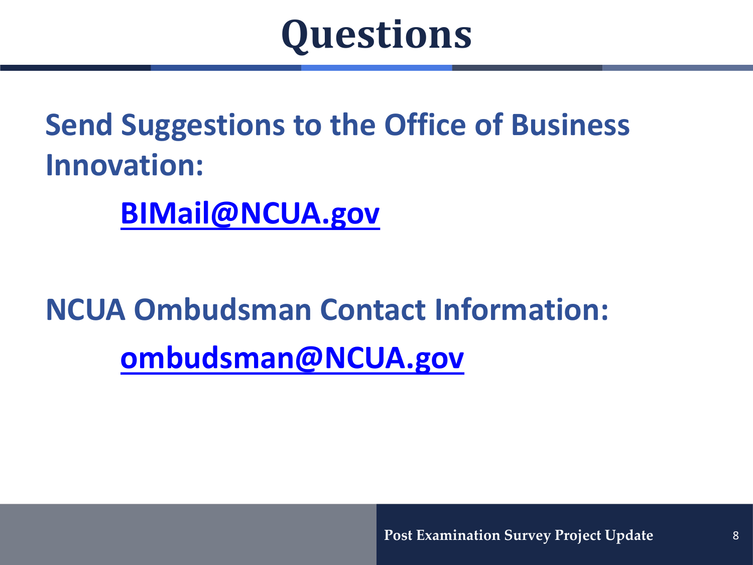# Questions

**Send Suggestions to the Office of Business Innovation:**

**BIMail@NCUA.gov**

**NCUA Ombudsman Contact Information:**

**ombudsman@NCUA.gov**